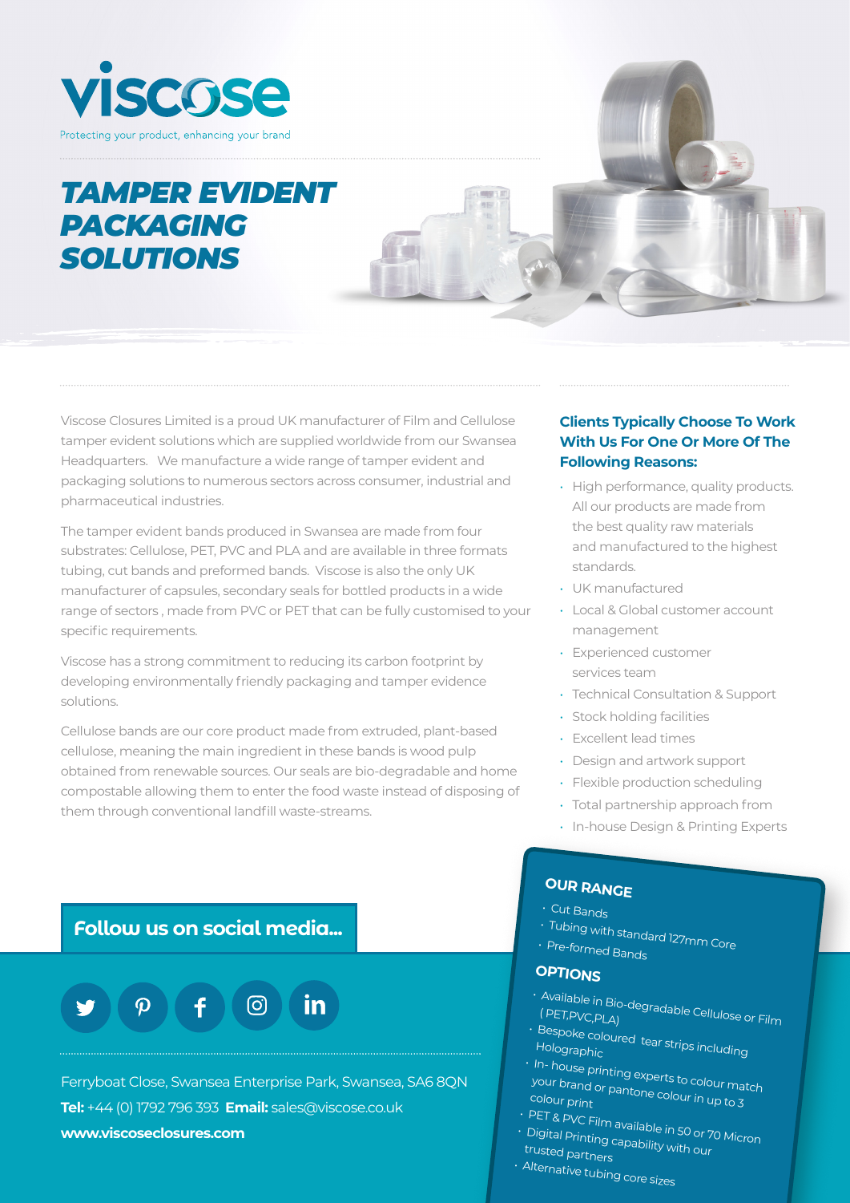# viscose

Protecting your product, enhancing your brand

# TAMPER EVIDENT PACKAGING SOLUTIONS

Viscose Closures Limited is a proud UK manufacturer of Film and Cellulose tamper evident solutions which are supplied worldwide from our Swansea Headquarters. We manufacture a wide range of tamper evident and packaging solutions to numerous sectors across consumer, industrial and pharmaceutical industries.

The tamper evident bands produced in Swansea are made from four substrates: Cellulose, PET, PVC and PLA and are available in three formats tubing, cut bands and preformed bands. Viscose is also the only UK manufacturer of capsules, secondary seals for bottled products in a wide range of sectors , made from PVC or PET that can be fully customised to your specific requirements.

Viscose has a strong commitment to reducing its carbon footprint by developing environmentally friendly packaging and tamper evidence solutions.

Cellulose bands are our core product made from extruded, plant-based cellulose, meaning the main ingredient in these bands is wood pulp obtained from renewable sources. Our seals are bio-degradable and home compostable allowing them to enter the food waste instead of disposing of them through conventional landfill waste-streams.

### Clients Typically Choose To Work With Us For One Or More Of The Following Reasons:

- High performance, quality products. All our products are made from the best quality raw materials and manufactured to the highest standards.
- UK manufactured
- Local & Global customer account management
- Experienced customer services team
- Technical Consultation & Support
- Stock holding facilities
- Excellent lead times
- Design and artwork support
- Flexible production scheduling
- Total partnership approach from
- In-house Design & Printing Experts

### OUR RANGE

- Cut Bands
- Tubing with standard 127mm Core
- Pre-formed Bands

### OPTIONS

- Available in Bio-degradable Cellulose or Film ( PET,PVC,PLA)
- Bespoke coloured tear strips including Holographic
- In- house printing experts to colour match your brand or pantone colour in up to 3 colour print
- PET & PVC Film available in 50 or 70 Micron
- Digital Printing capability with our trusted partners
- Alternative tubing core sizes

### Follow us on social media...

Ferryboat Close, Swansea Enterprise Park, Swansea, SA6 8QN

**Tel:** +44 (0) 1792 796 393 **Email:** sales@viscose.co.uk

**www.viscoseclosures.com**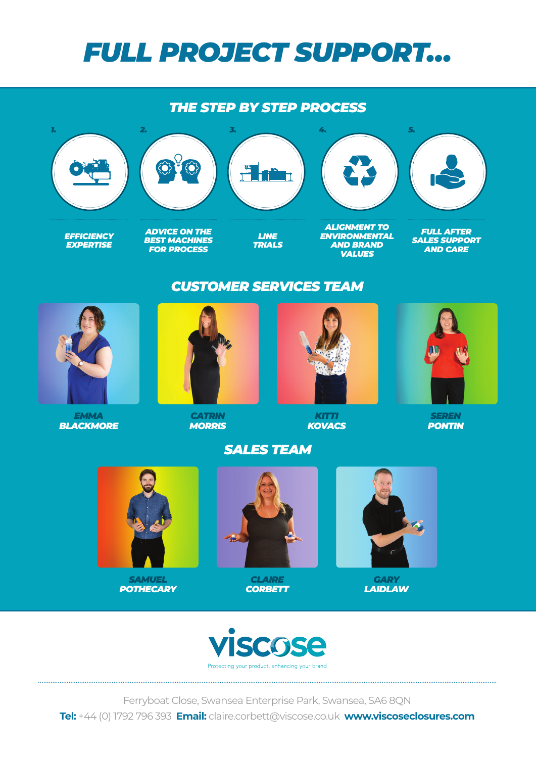# FULL PROJECT SUPPORT...

## THE STEP BY STEP PROCESS

1. EFFICIENCY EXPERTISE
2. ADVICE ON THE BEST MACHINES FOR PROCESS
3. LINE TRIALS
4. ALIGNMENT TO ENVIRONMENTAL AND BRAND VALUES
5. FULL AFTER SALES SUPPORT AND CARE

## CUSTOMER SERVICES TEAM

EMMA BLACKMORE

CATRIN MORRIS

KITTI KOVACS

SEREN PONTIN

## SALES TEAM

SAMUEL POTHECARY

CLAIRE CORBETT

GARY LAIDLAW

viscose

Protecting your product, enhancing your brand

Ferryboat Close, Swansea Enterprise Park, Swansea, SA6 8QN

**Tel:** +44 (0) 1792 796 393 **Email:** claire.corbett@viscose.co.uk **www.viscoseclosures.com**